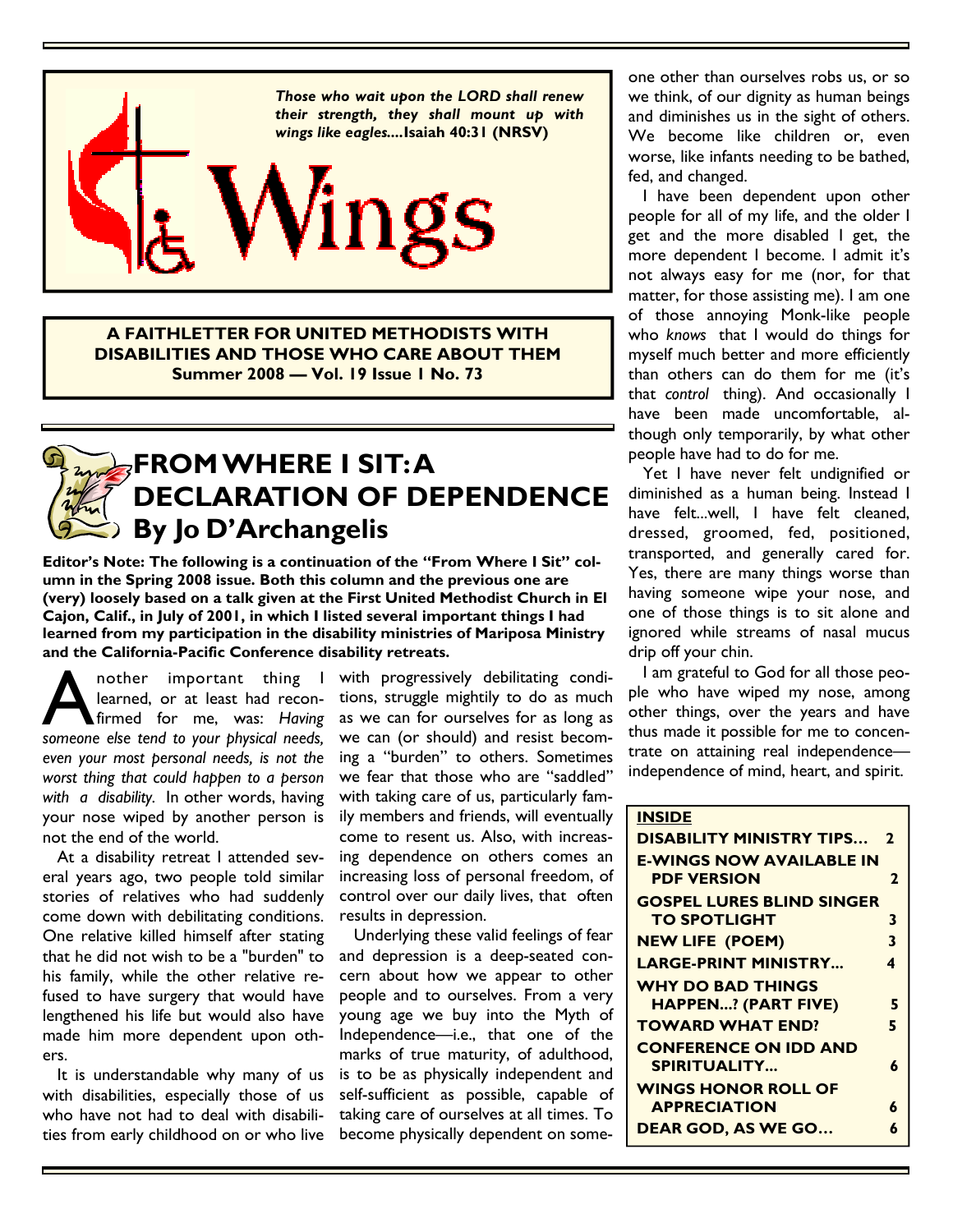*Those who wait upon the LORD shall renew their strength, they shall mount up with wings like eagles....***Isaiah 40:31 (NRSV)**

# Wings

**A FAITHLETTER FOR UNITED METHODISTS WITH DISABILITIES AND THOSE WHO CARE ABOUT THEM**
**Summer 2008 — Vol. 19 Issue 1 No. 73**

## FROM WHERE I SIT: A DECLARATION OF DEPENDENCE
## By Jo D'Archangelis

**Editor's Note: The following is a continuation of the "From Where I Sit" column in the Spring 2008 issue. Both this column and the previous one are (very) loosely based on a talk given at the First United Methodist Church in El Cajon, Calif., in July of 2001, in which I listed several important things I had learned from my participation in the disability ministries of Mariposa Ministry and the California-Pacific Conference disability retreats.**

Another important thing I learned, or at least had reconfirmed for me, was: *Having someone else tend to your physical needs, even your most personal needs, is not the worst thing that could happen to a person with a disability.* In other words, having your nose wiped by another person is not the end of the world.

At a disability retreat I attended several years ago, two people told similar stories of relatives who had suddenly come down with debilitating conditions. One relative killed himself after stating that he did not wish to be a "burden" to his family, while the other relative refused to have surgery that would have lengthened his life but would also have made him more dependent upon others.

It is understandable why many of us with disabilities, especially those of us who have not had to deal with disabilities from early childhood on or who live with progressively debilitating conditions, struggle mightily to do as much as we can for ourselves for as long as we can (or should) and resist becoming a "burden" to others. Sometimes we fear that those who are "saddled" with taking care of us, particularly family members and friends, will eventually come to resent us. Also, with increasing dependence on others comes an increasing loss of personal freedom, of control over our daily lives, that often results in depression.

Underlying these valid feelings of fear and depression is a deep-seated concern about how we appear to other people and to ourselves. From a very young age we buy into the Myth of Independence—i.e., that one of the marks of true maturity, of adulthood, is to be as physically independent and self-sufficient as possible, capable of taking care of ourselves at all times. To become physically dependent on someone other than ourselves robs us, or so we think, of our dignity as human beings and diminishes us in the sight of others. We become like children or, even worse, like infants needing to be bathed, fed, and changed.

I have been dependent upon other people for all of my life, and the older I get and the more disabled I get, the more dependent I become. I admit it's not always easy for me (nor, for that matter, for those assisting me). I am one of those annoying Monk-like people who *knows* that I would do things for myself much better and more efficiently than others can do them for me (it's that *control* thing). And occasionally I have been made uncomfortable, although only temporarily, by what other people have had to do for me.

Yet I have never felt undignified or diminished as a human being. Instead I have felt...well, I have felt cleaned, dressed, groomed, fed, positioned, transported, and generally cared for. Yes, there are many things worse than having someone wipe your nose, and one of those things is to sit alone and ignored while streams of nasal mucus drip off your chin.

I am grateful to God for all those people who have wiped my nose, among other things, over the years and have thus made it possible for me to concentrate on attaining real independence—independence of mind, heart, and spirit.

| **INSIDE** | |
|---|---|
| **DISABILITY MINISTRY TIPS...** | **2** |
| **E-WINGS NOW AVAILABLE IN PDF VERSION** | **2** |
| **GOSPEL LURES BLIND SINGER TO SPOTLIGHT** | **3** |
| **NEW LIFE (POEM)** | **3** |
| **LARGE-PRINT MINISTRY...** | **4** |
| **WHY DO BAD THINGS HAPPEN...? (PART FIVE)** | **5** |
| **TOWARD WHAT END?** | **5** |
| **CONFERENCE ON IDD AND SPIRITUALITY...** | **6** |
| **WINGS HONOR ROLL OF APPRECIATION** | **6** |
| **DEAR GOD, AS WE GO...** | **6** |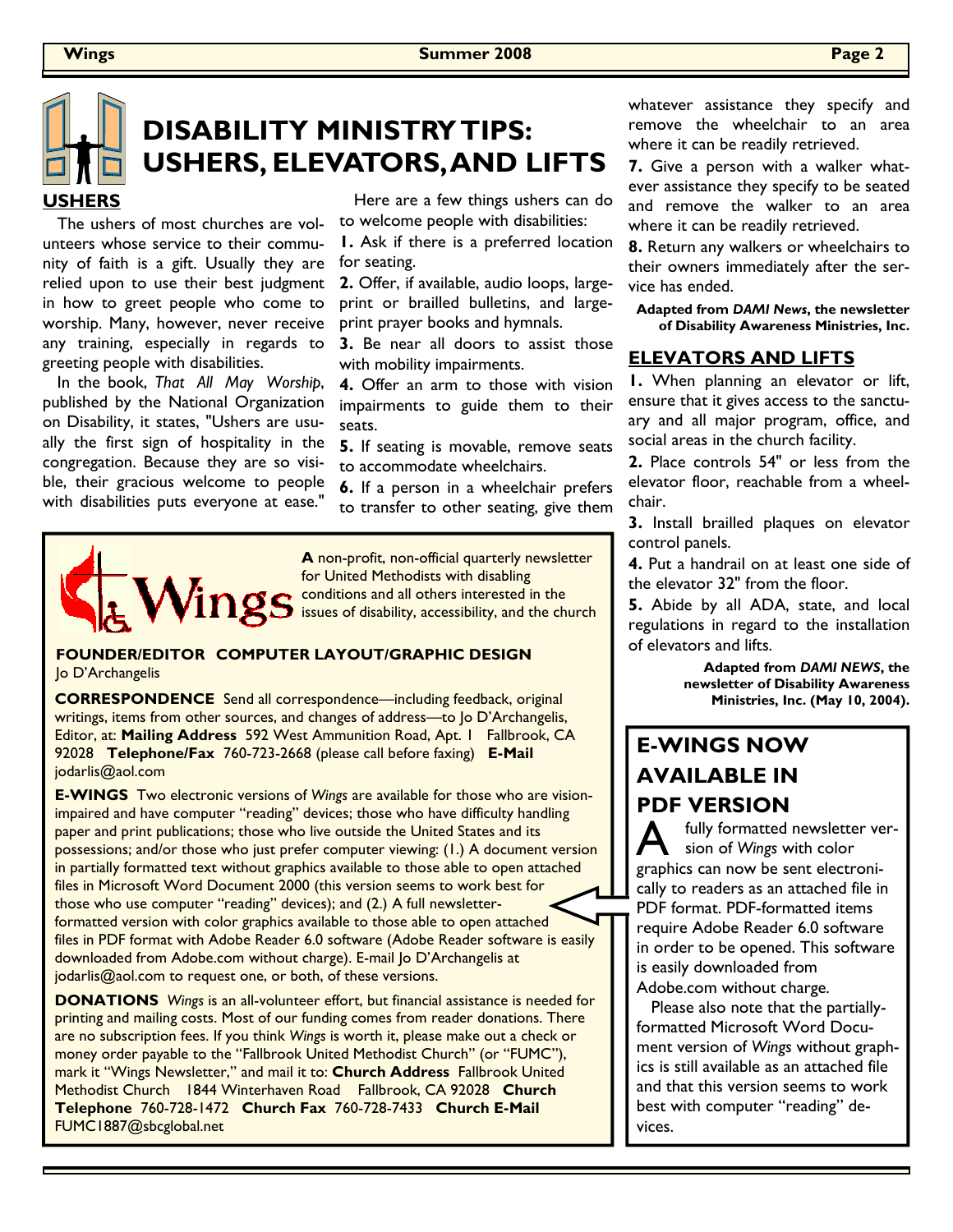# DISABILITY MINISTRY TIPS: USHERS, ELEVATORS, AND LIFTS

## USHERS

The ushers of most churches are volunteers whose service to their community of faith is a gift. Usually they are relied upon to use their best judgment in how to greet people who come to worship. Many, however, never receive any training, especially in regards to greeting people with disabilities.

In the book, *That All May Worship*, published by the National Organization on Disability, it states, "Ushers are usually the first sign of hospitality in the congregation. Because they are so visible, their gracious welcome to people with disabilities puts everyone at ease."

Here are a few things ushers can do to welcome people with disabilities:

**1.** Ask if there is a preferred location for seating.

**2.** Offer, if available, audio loops, large-print or brailled bulletins, and large-print prayer books and hymnals.

**3.** Be near all doors to assist those with mobility impairments.

**4.** Offer an arm to those with vision impairments to guide them to their seats.

**5.** If seating is movable, remove seats to accommodate wheelchairs.

**6.** If a person in a wheelchair prefers to transfer to other seating, give them whatever assistance they specify and remove the wheelchair to an area where it can be readily retrieved.

**7.** Give a person with a walker whatever assistance they specify to be seated and remove the walker to an area where it can be readily retrieved.

**8.** Return any walkers or wheelchairs to their owners immediately after the service has ended.

**Adapted from *DAMI News*, the newsletter of Disability Awareness Ministries, Inc.**

## ELEVATORS AND LIFTS

**1.** When planning an elevator or lift, ensure that it gives access to the sanctuary and all major program, office, and social areas in the church facility.

**2.** Place controls 54" or less from the elevator floor, reachable from a wheelchair.

**3.** Install brailled plaques on elevator control panels.

**4.** Put a handrail on at least one side of the elevator 32" from the floor.

**5.** Abide by all ADA, state, and local regulations in regard to the installation of elevators and lifts.

**Adapted from *DAMI NEWS*, the newsletter of Disability Awareness Ministries, Inc. (May 10, 2004).**

---

**Wings**

**A** non-profit, non-official quarterly newsletter for United Methodists with disabling conditions and all others interested in the issues of disability, accessibility, and the church

**FOUNDER/EDITOR COMPUTER LAYOUT/GRAPHIC DESIGN**
Jo D'Archangelis

**CORRESPONDENCE** Send all correspondence—including feedback, original writings, items from other sources, and changes of address—to Jo D'Archangelis, Editor, at: **Mailing Address** 592 West Ammunition Road, Apt. 1 Fallbrook, CA 92028 **Telephone/Fax** 760-723-2668 (please call before faxing) **E-Mail** jodarlis@aol.com

**E-WINGS** Two electronic versions of *Wings* are available for those who are vision-impaired and have computer "reading" devices; those who have difficulty handling paper and print publications; those who live outside the United States and its possessions; and/or those who just prefer computer viewing: (1.) A document version in partially formatted text without graphics available to those able to open attached files in Microsoft Word Document 2000 (this version seems to work best for those who use computer "reading" devices); and (2.) A full newsletter-formatted version with color graphics available to those able to open attached files in PDF format with Adobe Reader 6.0 software (Adobe Reader software is easily downloaded from Adobe.com without charge). E-mail Jo D'Archangelis at jodarlis@aol.com to request one, or both, of these versions.

**DONATIONS** *Wings* is an all-volunteer effort, but financial assistance is needed for printing and mailing costs. Most of our funding comes from reader donations. There are no subscription fees. If you think *Wings* is worth it, please make out a check or money order payable to the "Fallbrook United Methodist Church" (or "FUMC"), mark it "Wings Newsletter," and mail it to: **Church Address** Fallbrook United Methodist Church 1844 Winterhaven Road Fallbrook, CA 92028 **Church Telephone** 760-728-1472 **Church Fax** 760-728-7433 **Church E-Mail** FUMC1887@sbcglobal.net

---

## E-WINGS NOW AVAILABLE IN PDF VERSION

A fully formatted newsletter version of *Wings* with color graphics can now be sent electronically to readers as an attached file in PDF format. PDF-formatted items require Adobe Reader 6.0 software in order to be opened. This software is easily downloaded from Adobe.com without charge.

Please also note that the partially-formatted Microsoft Word Document version of *Wings* without graphics is still available as an attached file and that this version seems to work best with computer "reading" devices.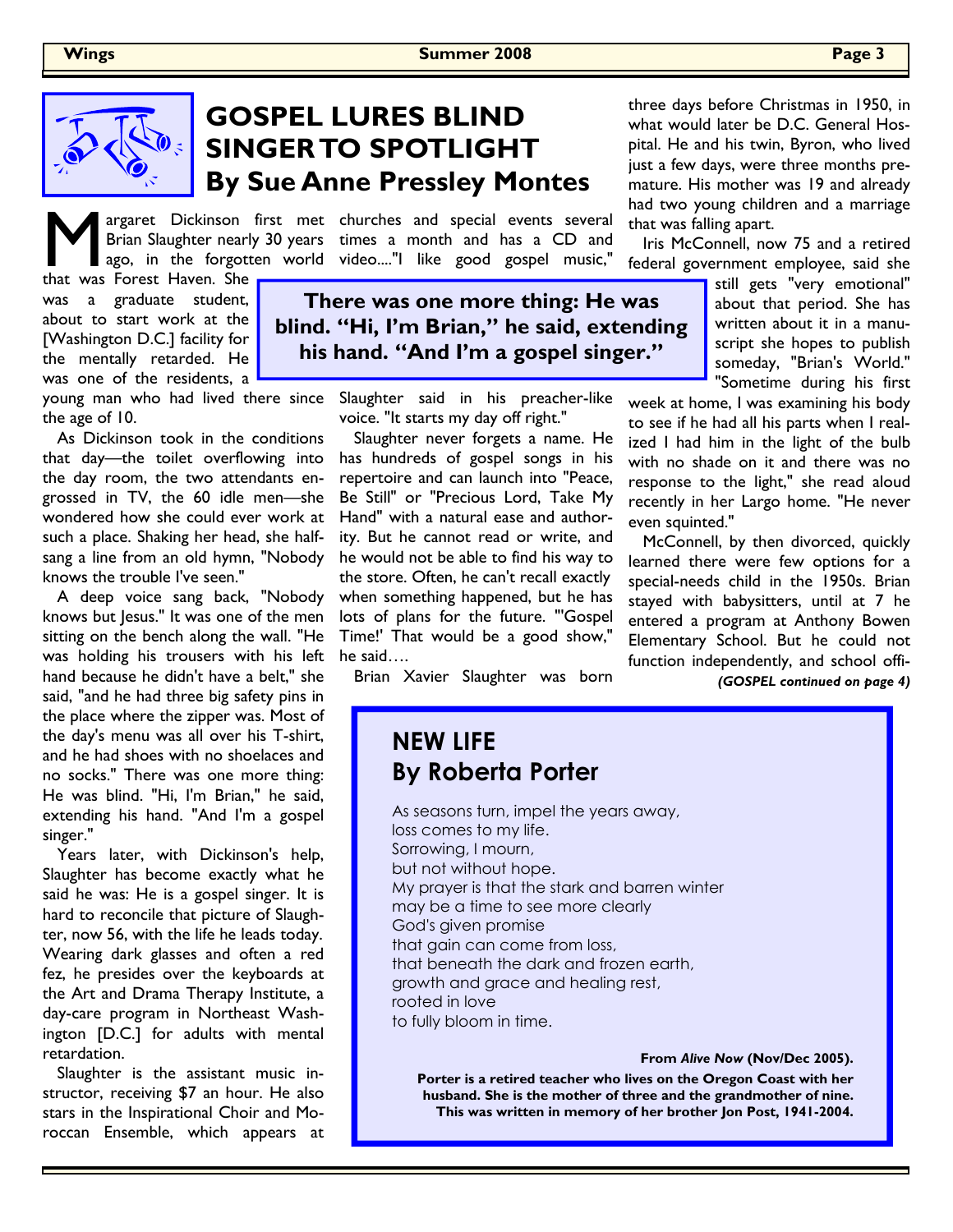# GOSPEL LURES BLIND SINGER TO SPOTLIGHT

## By Sue Anne Pressley Montes

Margaret Dickinson first met Brian Slaughter nearly 30 years ago, in the forgotten world that was Forest Haven. She was a graduate student, about to start work at the [Washington D.C.] facility for the mentally retarded. He was one of the residents, a young man who had lived there since the age of 10.

As Dickinson took in the conditions that day—the toilet overflowing into the day room, the two attendants engrossed in TV, the 60 idle men—she wondered how she could ever work at such a place. Shaking her head, she half-sang a line from an old hymn, "Nobody knows the trouble I've seen."

A deep voice sang back, "Nobody knows but Jesus." It was one of the men sitting on the bench along the wall. "He was holding his trousers with his left hand because he didn't have a belt," she said, "and he had three big safety pins in the place where the zipper was. Most of the day's menu was all over his T-shirt, and he had shoes with no shoelaces and no socks." There was one more thing: He was blind. "Hi, I'm Brian," he said, extending his hand. "And I'm a gospel singer."

Years later, with Dickinson's help, Slaughter has become exactly what he said he was: He is a gospel singer. It is hard to reconcile that picture of Slaughter, now 56, with the life he leads today. Wearing dark glasses and often a red fez, he presides over the keyboards at the Art and Drama Therapy Institute, a day-care program in Northeast Washington [D.C.] for adults with mental retardation.

Slaughter is the assistant music instructor, receiving $7 an hour. He also stars in the Inspirational Choir and Moroccan Ensemble, which appears at churches and special events several times a month and has a CD and video...."I like good gospel music," Slaughter said in his preacher-like voice. "It starts my day off right."

**There was one more thing: He was blind. "Hi, I'm Brian," he said, extending his hand. "And I'm a gospel singer."**

Slaughter never forgets a name. He has hundreds of gospel songs in his repertoire and can launch into "Peace, Be Still" or "Precious Lord, Take My Hand" with a natural ease and authority. But he cannot read or write, and he would not be able to find his way to the store. Often, he can't recall exactly when something happened, but he has lots of plans for the future. "'Gospel Time!' That would be a good show," he said….

Brian Xavier Slaughter was born three days before Christmas in 1950, in what would later be D.C. General Hospital. He and his twin, Byron, who lived just a few days, were three months premature. His mother was 19 and already had two young children and a marriage that was falling apart.

Iris McConnell, now 75 and a retired federal government employee, said she still gets "very emotional" about that period. She has written about it in a manuscript she hopes to publish someday, "Brian's World." "Sometime during his first week at home, I was examining his body to see if he had all his parts when I realized I had him in the light of the bulb with no shade on it and there was no response to the light," she read aloud recently in her Largo home. "He never even squinted."

McConnell, by then divorced, quickly learned there were few options for a special-needs child in the 1950s. Brian stayed with babysitters, until at 7 he entered a program at Anthony Bowen Elementary School. But he could not function independently, and school offi-

***(GOSPEL continued on page 4)***

## NEW LIFE
## By Roberta Porter

As seasons turn, impel the years away,  
loss comes to my life.  
Sorrowing, I mourn,  
but not without hope.  
My prayer is that the stark and barren winter  
may be a time to see more clearly  
God's given promise  
that gain can come from loss,  
that beneath the dark and frozen earth,  
growth and grace and healing rest,  
rooted in love  
to fully bloom in time.

**From *Alive Now* (Nov/Dec 2005).**

**Porter is a retired teacher who lives on the Oregon Coast with her husband. She is the mother of three and the grandmother of nine. This was written in memory of her brother Jon Post, 1941-2004.**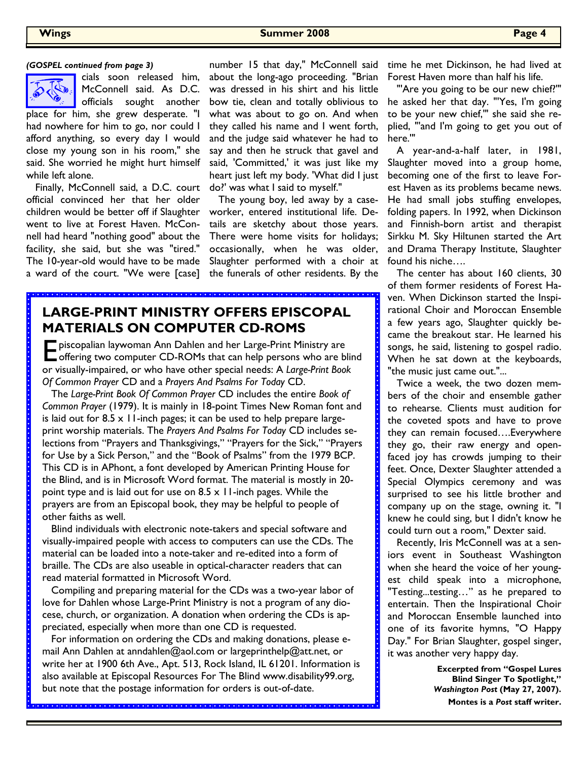*(GOSPEL continued from page 3)*

cials soon released him, McConnell said. As D.C. officials sought another place for him, she grew desperate. "I had nowhere for him to go, nor could I afford anything, so every day I would close my young son in his room," she said. She worried he might hurt himself while left alone.

Finally, McConnell said, a D.C. court official convinced her that her older children would be better off if Slaughter went to live at Forest Haven. McConnell had heard "nothing good" about the facility, she said, but she was "tired." The 10-year-old would have to be made a ward of the court. "We were [case] number 15 that day," McConnell said about the long-ago proceeding. "Brian was dressed in his shirt and his little bow tie, clean and totally oblivious to what was about to go on. And when they called his name and I went forth, and the judge said whatever he had to say and then he struck that gavel and said, 'Committed,' it was just like my heart just left my body. 'What did I just do?' was what I said to myself."

The young boy, led away by a caseworker, entered institutional life. Details are sketchy about those years. There were home visits for holidays; occasionally, when he was older, Slaughter performed with a choir at the funerals of other residents. By the time he met Dickinson, he had lived at Forest Haven more than half his life.

"'Are you going to be our new chief?'" he asked her that day. "'Yes, I'm going to be your new chief,'" she said she replied, "'and I'm going to get you out of here.'"

A year-and-a-half later, in 1981, Slaughter moved into a group home, becoming one of the first to leave Forest Haven as its problems became news. He had small jobs stuffing envelopes, folding papers. In 1992, when Dickinson and Finnish-born artist and therapist Sirkku M. Sky Hiltunen started the Art and Drama Therapy Institute, Slaughter found his niche….

The center has about 160 clients, 30 of them former residents of Forest Haven. When Dickinson started the Inspirational Choir and Moroccan Ensemble a few years ago, Slaughter quickly became the breakout star. He learned his songs, he said, listening to gospel radio. When he sat down at the keyboards, "the music just came out."...

Twice a week, the two dozen members of the choir and ensemble gather to rehearse. Clients must audition for the coveted spots and have to prove they can remain focused….Everywhere they go, their raw energy and open-faced joy has crowds jumping to their feet. Once, Dexter Slaughter attended a Special Olympics ceremony and was surprised to see his little brother and company up on the stage, owning it. "I knew he could sing, but I didn't know he could turn out a room," Dexter said.

Recently, Iris McConnell was at a seniors event in Southeast Washington when she heard the voice of her youngest child speak into a microphone, "Testing...testing…" as he prepared to entertain. Then the Inspirational Choir and Moroccan Ensemble launched into one of its favorite hymns, "O Happy Day." For Brian Slaughter, gospel singer, it was another very happy day.

**Excerpted from "Gospel Lures Blind Singer To Spotlight,"** ***Washington Post*** **(May 27, 2007). Montes is a** ***Post*** **staff writer.**

## LARGE-PRINT MINISTRY OFFERS EPISCOPAL MATERIALS ON COMPUTER CD-ROMS

Episcopalian laywoman Ann Dahlen and her Large-Print Ministry are offering two computer CD-ROMs that can help persons who are blind or visually-impaired, or who have other special needs: A *Large-Print Book Of Common Prayer* CD and a *Prayers And Psalms For Today* CD.

The *Large-Print Book Of Common Prayer* CD includes the entire *Book of Common Prayer* (1979). It is mainly in 18-point Times New Roman font and is laid out for 8.5 x 11-inch pages; it can be used to help prepare large-print worship materials. The *Prayers And Psalms For Today* CD includes selections from "Prayers and Thanksgivings," "Prayers for the Sick," "Prayers for Use by a Sick Person," and the "Book of Psalms" from the 1979 BCP. This CD is in APhont, a font developed by American Printing House for the Blind, and is in Microsoft Word format. The material is mostly in 20-point type and is laid out for use on 8.5 x 11-inch pages. While the prayers are from an Episcopal book, they may be helpful to people of other faiths as well.

Blind individuals with electronic note-takers and special software and visually-impaired people with access to computers can use the CDs. The material can be loaded into a note-taker and re-edited into a form of braille. The CDs are also useable in optical-character readers that can read material formatted in Microsoft Word.

Compiling and preparing material for the CDs was a two-year labor of love for Dahlen whose Large-Print Ministry is not a program of any diocese, church, or organization. A donation when ordering the CDs is appreciated, especially when more than one CD is requested.

For information on ordering the CDs and making donations, please e-mail Ann Dahlen at anndahlen@aol.com or largeprinthelp@att.net, or write her at 1900 6th Ave., Apt. 513, Rock Island, IL 61201. Information is also available at Episcopal Resources For The Blind www.disability99.org, but note that the postage information for orders is out-of-date.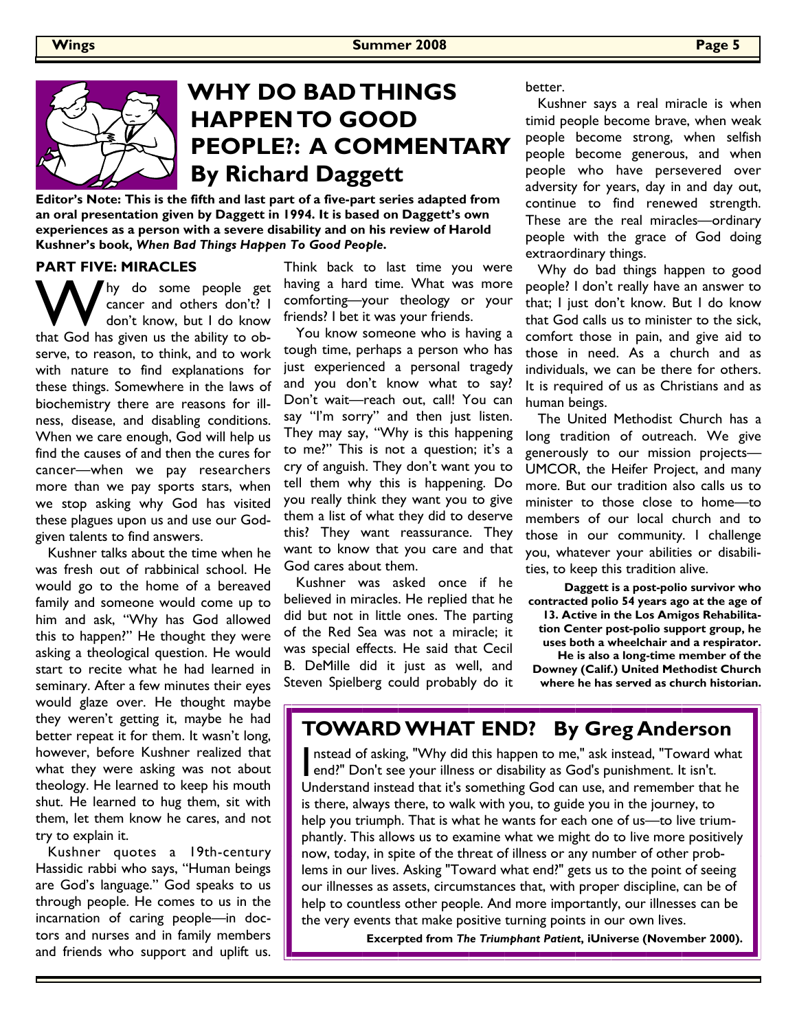# WHY DO BAD THINGS HAPPEN TO GOOD PEOPLE?: A COMMENTARY By Richard Daggett

**Editor's Note: This is the fifth and last part of a five-part series adapted from an oral presentation given by Daggett in 1994. It is based on Daggett's own experiences as a person with a severe disability and on his review of Harold Kushner's book, *When Bad Things Happen To Good People*.**

## PART FIVE: MIRACLES

Why do some people get cancer and others don't? I don't know, but I do know that God has given us the ability to observe, to reason, to think, and to work with nature to find explanations for these things. Somewhere in the laws of biochemistry there are reasons for illness, disease, and disabling conditions. When we care enough, God will help us find the causes of and then the cures for cancer—when we pay researchers more than we pay sports stars, when we stop asking why God has visited these plagues upon us and use our God-given talents to find answers.

Kushner talks about the time when he was fresh out of rabbinical school. He would go to the home of a bereaved family and someone would come up to him and ask, "Why has God allowed this to happen?" He thought they were asking a theological question. He would start to recite what he had learned in seminary. After a few minutes their eyes would glaze over. He thought maybe they weren't getting it, maybe he had better repeat it for them. It wasn't long, however, before Kushner realized that what they were asking was not about theology. He learned to keep his mouth shut. He learned to hug them, sit with them, let them know he cares, and not try to explain it.

Kushner quotes a 19th-century Hassidic rabbi who says, "Human beings are God's language." God speaks to us through people. He comes to us in the incarnation of caring people—in doctors and nurses and in family members and friends who support and uplift us. Think back to last time you were having a hard time. What was more comforting—your theology or your friends? I bet it was your friends.

You know someone who is having a tough time, perhaps a person who has just experienced a personal tragedy and you don't know what to say? Don't wait—reach out, call! You can say "I'm sorry" and then just listen. They may say, "Why is this happening to me?" This is not a question; it's a cry of anguish. They don't want you to tell them why this is happening. Do you really think they want you to give them a list of what they did to deserve this? They want reassurance. They want to know that you care and that God cares about them.

Kushner was asked once if he believed in miracles. He replied that he did but not in little ones. The parting of the Red Sea was not a miracle; it was special effects. He said that Cecil B. DeMille did it just as well, and Steven Spielberg could probably do it better.

Kushner says a real miracle is when timid people become brave, when weak people become strong, when selfish people become generous, and when people who have persevered over adversity for years, day in and day out, continue to find renewed strength. These are the real miracles—ordinary people with the grace of God doing extraordinary things.

Why do bad things happen to good people? I don't really have an answer to that; I just don't know. But I do know that God calls us to minister to the sick, comfort those in pain, and give aid to those in need. As a church and as individuals, we can be there for others. It is required of us as Christians and as human beings.

The United Methodist Church has a long tradition of outreach. We give generously to our mission projects—UMCOR, the Heifer Project, and many more. But our tradition also calls us to minister to those close to home—to members of our local church and to those in our community. I challenge you, whatever your abilities or disabilities, to keep this tradition alive.

**Daggett is a post-polio survivor who contracted polio 54 years ago at the age of 13. Active in the Los Amigos Rehabilitation Center post-polio support group, he uses both a wheelchair and a respirator. He is also a long-time member of the Downey (Calif.) United Methodist Church where he has served as church historian.**

## TOWARD WHAT END? By Greg Anderson

Instead of asking, "Why did this happen to me," ask instead, "Toward what end?" Don't see your illness or disability as God's punishment. It isn't. Understand instead that it's something God can use, and remember that he is there, always there, to walk with you, to guide you in the journey, to help you triumph. That is what he wants for each one of us—to live triumphantly. This allows us to examine what we might do to live more positively now, today, in spite of the threat of illness or any number of other problems in our lives. Asking "Toward what end?" gets us to the point of seeing our illnesses as assets, circumstances that, with proper discipline, can be of help to countless other people. And more importantly, our illnesses can be the very events that make positive turning points in our own lives.

**Excerpted from *The Triumphant Patient*, iUniverse (November 2000).**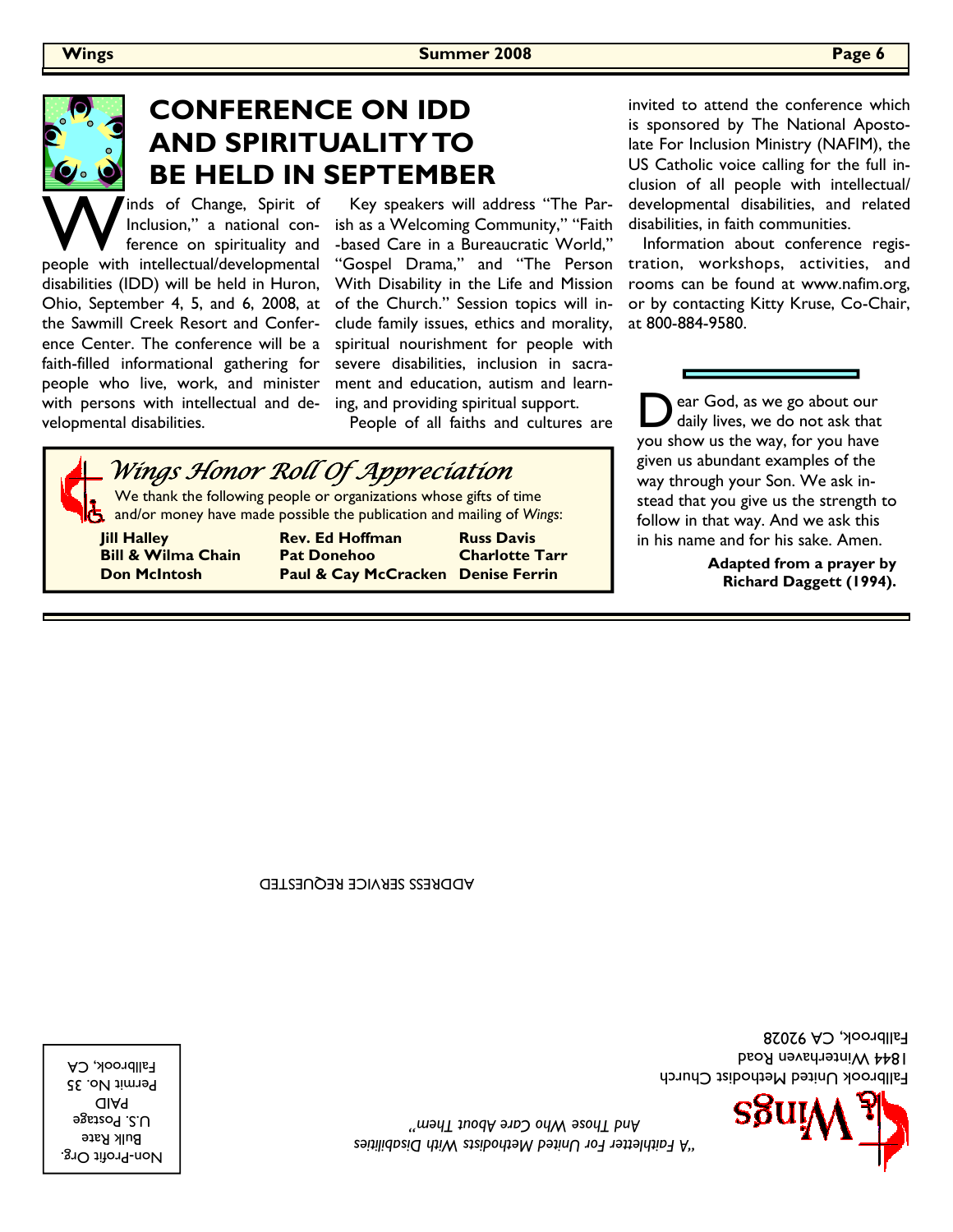# CONFERENCE ON IDD AND SPIRITUALITY TO BE HELD IN SEPTEMBER

"Winds of Change, Spirit of Inclusion," a national conference on spirituality and people with intellectual/developmental disabilities (IDD) will be held in Huron, Ohio, September 4, 5, and 6, 2008, at the Sawmill Creek Resort and Conference Center. The conference will be a faith-filled informational gathering for people who live, work, and minister with persons with intellectual and developmental disabilities.

Key speakers will address "The Parish as a Welcoming Community," "Faith-based Care in a Bureaucratic World," "Gospel Drama," and "The Person With Disability in the Life and Mission of the Church." Session topics will include family issues, ethics and morality, spiritual nourishment for people with severe disabilities, inclusion in sacrament and education, autism and learning, and providing spiritual support.

People of all faiths and cultures are invited to attend the conference which is sponsored by The National Apostolate For Inclusion Ministry (NAFIM), the US Catholic voice calling for the full inclusion of all people with intellectual/developmental disabilities, and related disabilities, in faith communities.

Information about conference registration, workshops, activities, and rooms can be found at www.nafim.org, or by contacting Kitty Kruse, Co-Chair, at 800-884-9580.

## *Wings Honor Roll Of Appreciation*

We thank the following people or organizations whose gifts of time and/or money have made possible the publication and mailing of *Wings*:

| | | |
|---|---|---|
| **Jill Halley** | **Rev. Ed Hoffman** | **Russ Davis** |
| **Bill & Wilma Chain** | **Pat Donehoo** | **Charlotte Tarr** |
| **Don McIntosh** | **Paul & Cay McCracken** | **Denise Ferrin** |

Dear God, as we go about our daily lives, we do not ask that you show us the way, for you have given us abundant examples of the way through your Son. We ask instead that you give us the strength to follow in that way. And we ask this in his name and for his sake. Amen.

**Adapted from a prayer by Richard Daggett (1994).**

ADDRESS SERVICE REQUESTED

**Wings**

*"A Faithletter For United Methodists With Disabilities And Those Who Care About Them"*

Fallbrook United Methodist Church
1844 Winterhaven Road
Fallbrook, CA 92028

Non-Profit Org.
Bulk Rate
U.S. Postage
PAID
Permit No. 35
Fallbrook, CA